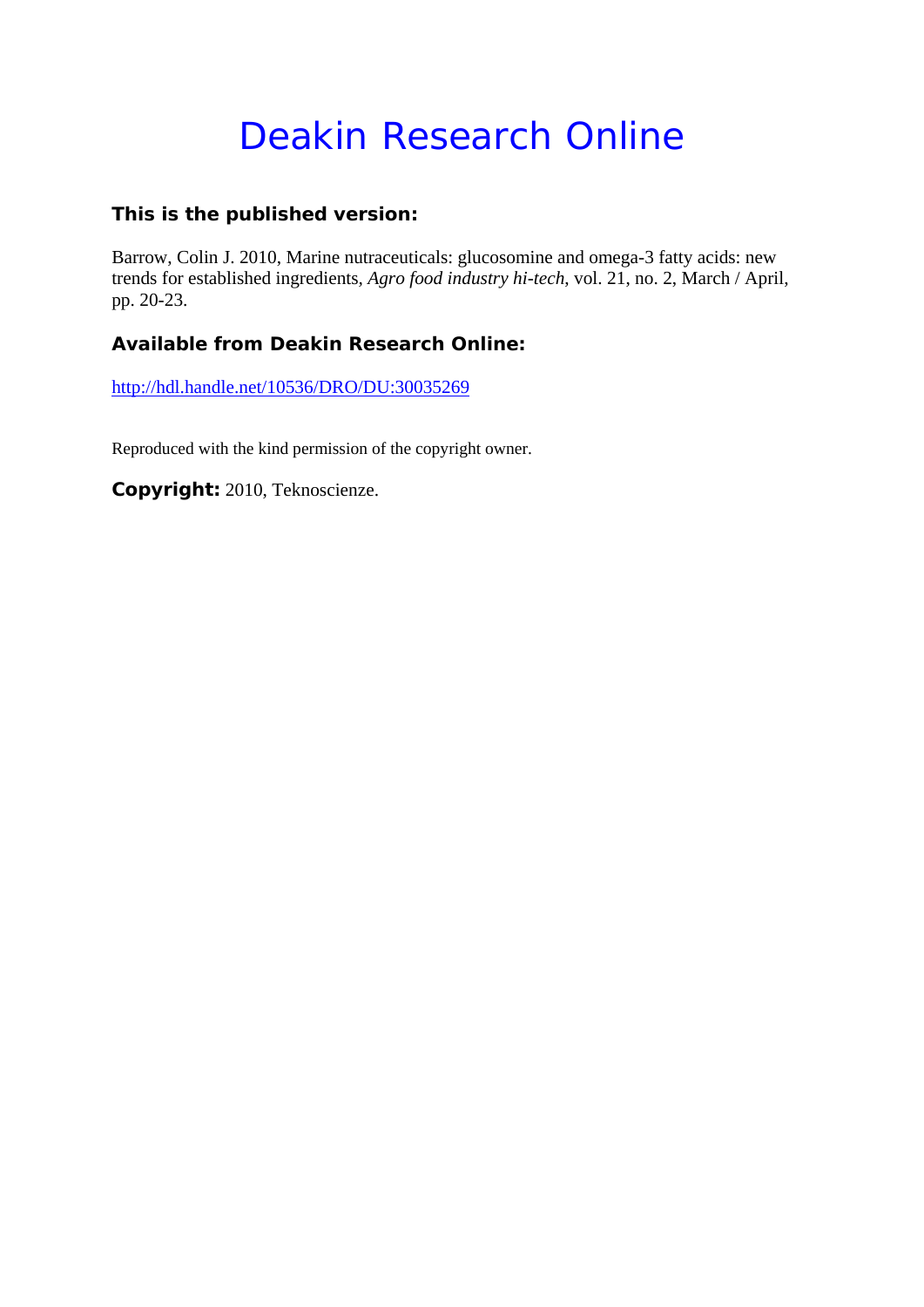# Deakin Research Online

**This is the published version:**

Barrow, Colin J. 2010, Marine nutraceuticals: glucosomine and omega-3 fatty acids: new trends for established ingredients, *Agro food industry hi-tech*, vol. 21, no. 2, March / April, pp. 20-23.

**Available from Deakin Research Online:**

http://hdl.handle.net/10536/DRO/DU:30035269

Reproduced with the kind permission of the copyright owner.

**Copyright:** 2010, Teknoscienze.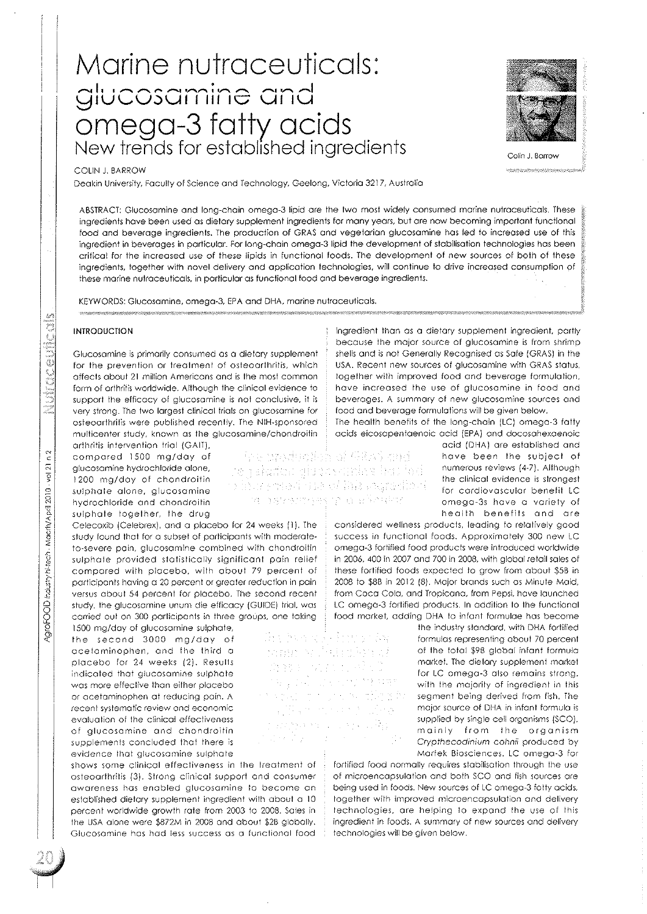# Marine nutraceuticals: glucosamine and omega-3 fatty acids

## New trends for established ingredients

COLIN J. BARROW

Deakin University, Faculty of Science and Technology, Geelong, Victoria 3217, Australia

Colin J. Barrow

ABSTRACT: Glucosamine and long-chain omega-3 lipid are the two most widely consumed marine nutraceuticals. These ingredients have been used as dietary supplement ingredients for many years, but are now becoming important functional food and beverage ingredients. The production of GRAS and vegetarian glucosamine has led to increased use of this ingredient in beverages in particular. For long-chain omega-3 lipid the development of stabilisation technologies has been critical for the increased use of these lipids in functional foods. The development of new sources of both of these ingredients, together with novel delivery and application technologies, will continue to drive increased consumption of these marine nutraceuticals, in particular as functional food and beverage ingredients.

KEYWORDS: Glucosamine, omega-3, EPA and DHA, marine nutraceuticals.

### INTRODUCTION

Glucosamine is primarily consumed as a dietary supplement for the prevention or treatment of osteoarthritis, which affects about 21 million Americans and is the most common form of arthritis worldwide. Although the clinical evidence to support the efficacy of glucosamine is not conclusive, it is very strong. The two largest clinical trials on glucosamine for osteoarthritis were published recently. The NIH-sponsored multicenter study, known as the glucosamine/chondroitin arthritis intervention trial (GAIT), compared 1500 mg/day of glucosamine hydrochloride alone, 1200 mg/day of chondroitin sulphate alone, glucosamine hydrochloride and chondroitin sulphate together, the drug Celecoxib (Celebrex), and a placebo for 24 weeks (1). The study found that for a subset of participants with moderate-to-severe pain, glucosamine combined with chondroitin sulphate provided statistically significant pain relief compared with placebo, with about 79 percent of participants having a 20 percent or greater reduction in pain versus about 54 percent for placebo. The second recent study, the glucosamine unum die efficacy (GUIDE) trial, was carried out on 300 participants in three groups, one taking 1500 mg/day of glucosamine sulphate, the second 3000 mg/day of acetaminophen, and the third a placebo for 24 weeks (2). Results indicated that glucosamine sulphate was more effective than either placebo or acetaminophen at reducing pain. A recent systematic review and economic evaluation of the clinical effectiveness of glucosamine and chondroitin supplements concluded that there is evidence that glucosamine sulphate shows some clinical effectiveness in the treatment of osteoarthritis (3). Strong clinical support and consumer awareness has enabled glucosamine to become an established dietary supplement ingredient with about a 10 percent worldwide growth rate from 2003 to 2008. Sales in the USA alone were $872M in 2008 and about $2B globally. Glucosamine has had less success as a functional food ingredient than as a dietary supplement ingredient, partly because the major source of glucosamine is from shrimp shells and is not Generally Recognised as Safe (GRAS) in the USA. Recent new sources of glucosamine with GRAS status, together with improved food and beverage formulation, have increased the use of glucosamine in food and beverages. A summary of new glucosamine sources and food and beverage formulations will be given below.

The health benefits of the long-chain (LC) omega-3 fatty acids eicosapentaenoic acid (EPA) and docosahexaenoic acid (DHA) are established and have been the subject of numerous reviews (4-7). Although the clinical evidence is strongest for cardiovascular benefit LC omega-3s have a variety of health benefits and are considered wellness products, leading to relatively good success in functional foods. Approximately 300 new LC omega-3 fortified food products were introduced worldwide in 2006, 400 in 2007 and 700 in 2008, with global retail sales of these fortified foods expected to grow from about $5B in 2008 to $8B in 2012 (8). Major brands such as Minute Maid, from Coca Cola, and Tropicana, from Pepsi, have launched LC omega-3 fortified products. In addition to the functional food market, adding DHA to infant formulae has become the industry standard, with DHA fortified formulas representing about 70 percent of the total $9B global infant formula market. The dietary supplement market for LC omega-3 also remains strong, with the majority of ingredient in this segment being derived from fish. The major source of DHA in infant formula is supplied by single cell organisms (SCO), mainly from the organism *Crypthecodinium cohnii* produced by Martek Biosciences. LC omega-3 for fortified food normally requires stabilisation through the use of microencapsulation and both SCO and fish sources are being used in foods. New sources of LC omega-3 fatty acids, together with improved microencapsulation and delivery technologies, are helping to expand the use of this ingredient in foods. A summary of new sources and delivery technologies will be given below.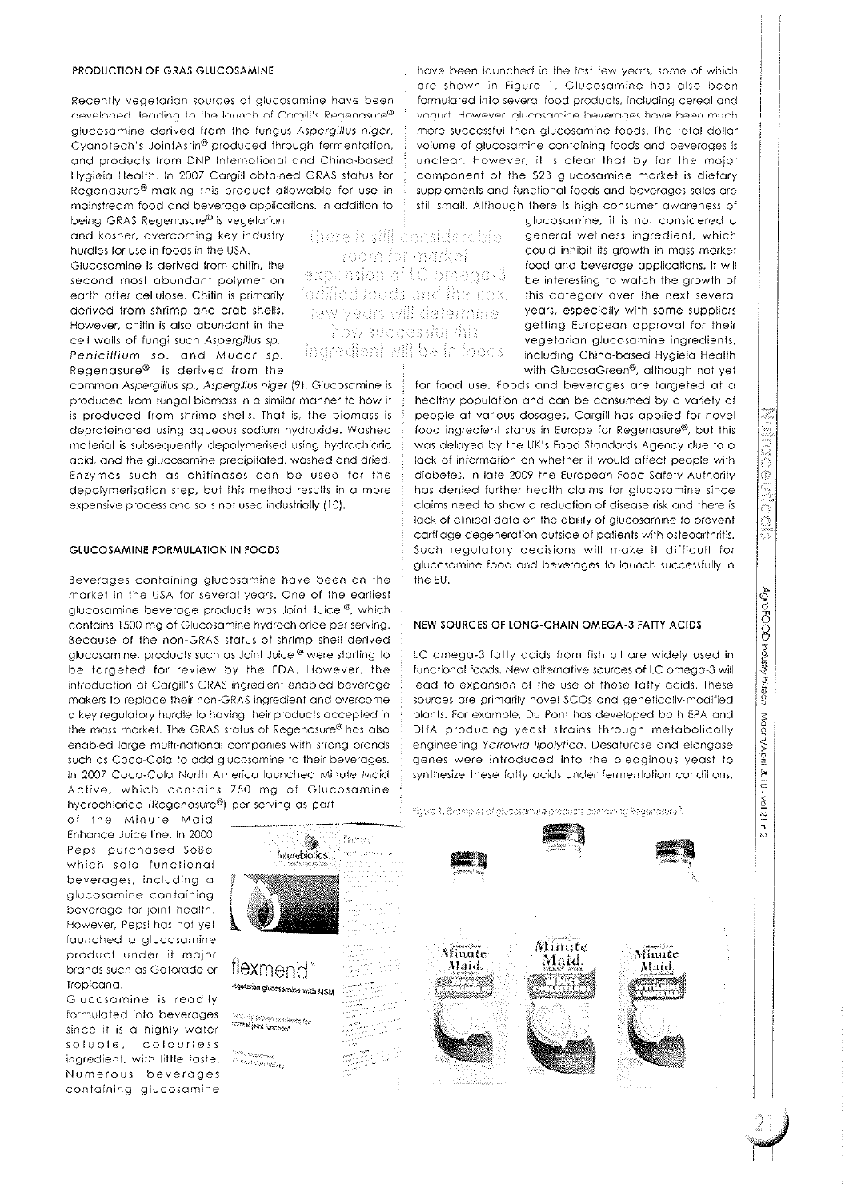## PRODUCTION OF GRAS GLUCOSAMINE

Recently vegetarian sources of glucosamine have been developed, leading to the launch of Cargill's Regenasure® glucosamine derived from the fungus *Aspergillus niger*, Cyanotech's JointAstin® produced through fermentation, and products from DNP International and China-based Hygieia Health. In 2007 Cargill obtained GRAS status for Regenasure® making this product allowable for use in mainstream food and beverage applications. In addition to being GRAS Regenasure® is vegetarian and kosher, overcoming key industry hurdles for use in foods in the USA.

Glucosamine is derived from chitin, the second most abundant polymer on earth after cellulose. Chitin is primarily derived from shrimp and crab shells. However, chitin is also abundant in the cell walls of fungi such *Aspergillus sp.*, *Penicillium sp.* and *Mucor sp.* Regenasure® is derived from the common *Aspergillus sp.*, *Aspergillus niger* (9). Glucosamine is produced from fungal biomass in a similar manner to how it is produced from shrimp shells. That is, the biomass is deproteinated using aqueous sodium hydroxide. Washed material is subsequently depolymerised using hydrochloric acid, and the glucosamine precipitated, washed and dried. Enzymes such as chitinases can be used for the depolymerisation step, but this method results in a more expensive process and so is not used industrially (10).

## GLUCOSAMINE FORMULATION IN FOODS

Beverages containing glucosamine have been on the market in the USA for several years. One of the earliest glucosamine beverage products was Joint Juice®, which contains 1500 mg of Glucosamine hydrochloride per serving. Because of the non-GRAS status of shrimp shell derived glucosamine, products such as Joint Juice® were starting to be targeted for review by the FDA. However, the introduction of Cargill's GRAS ingredient enabled beverage makers to replace their non-GRAS ingredient and overcome a key regulatory hurdle to having their products accepted in the mass market. The GRAS status of Regenasure® has also enabled large multi-national companies with strong brands such as Coca-Cola to add glucosamine to their beverages. In 2007 Coca-Cola North America launched Minute Maid Active, which contains 750 mg of Glucosamine hydrochloride (Regenasure®) per serving as part of the Minute Maid Enhance Juice line. In 2000 Pepsi purchased SoBe which sold functional beverages, including a glucosamine containing beverage for joint health. However, Pepsi has not yet launched a glucosamine product under it major brands such as Gatorade or Tropicana.

Glucosamine is readily formulated into beverages since it is a highly water soluble, colourless ingredient, with little taste. Numerous beverages containing glucosamine have been launched in the last few years, some of which are shown in Figure 1. Glucosamine has also been formulated into several food products, including cereal and yogurt. However glucosamine beverages have been much more successful than glucosamine foods. The total dollar volume of glucosamine containing foods and beverages is unclear. However, it is clear that by far the major component of the $2B glucosamine market is dietary supplements and functional foods and beverages sales are still small. Although there is high consumer awareness of glucosamine, it is not considered a general wellness ingredient, which could inhibit its growth in mass market food and beverage applications. It will be interesting to watch the growth of this category over the next several years, especially with some suppliers getting European approval for their vegetarian glucosamine ingredients, including China-based Hygieia Health with GlucosaGreen®, although not yet for food use. Foods and beverages are targeted at a healthy population and can be consumed by a variety of people at various dosages. Cargill has applied for novel food ingredient status in Europe for Regenasure®, but this was delayed by the UK's Food Standards Agency due to a lack of information on whether it would affect people with diabetes. In late 2009 the European Food Safety Authority has denied further health claims for glucosamine since claims need to show a reduction of disease risk and there is lack of clinical data on the ability of glucosamine to prevent cartilage degeneration outside of patients with osteoarthritis. Such regulatory decisions will make it difficult for glucosamine food and beverages to launch successfully in the EU.

> there is still considerable room for market expansion of LC omega-3 fortified foods and the next few years will determine how successful this ingredient will be in foods

## NEW SOURCES OF LONG-CHAIN OMEGA-3 FATTY ACIDS

LC omega-3 fatty acids from fish oil are widely used in functional foods. New alternative sources of LC omega-3 will lead to expansion of the use of these fatty acids. These sources are primarily novel SCOs and genetically-modified plants. For example, Du Pont has developed both EPA and DHA producing yeast strains through metabolically engineering *Yarrowia lipolytica*. Desaturase and elongase genes were introduced into the oleaginous yeast to synthesize these fatty acids under fermentation conditions.

Figure 1. Examples of glucosamine products containing Regenasure®.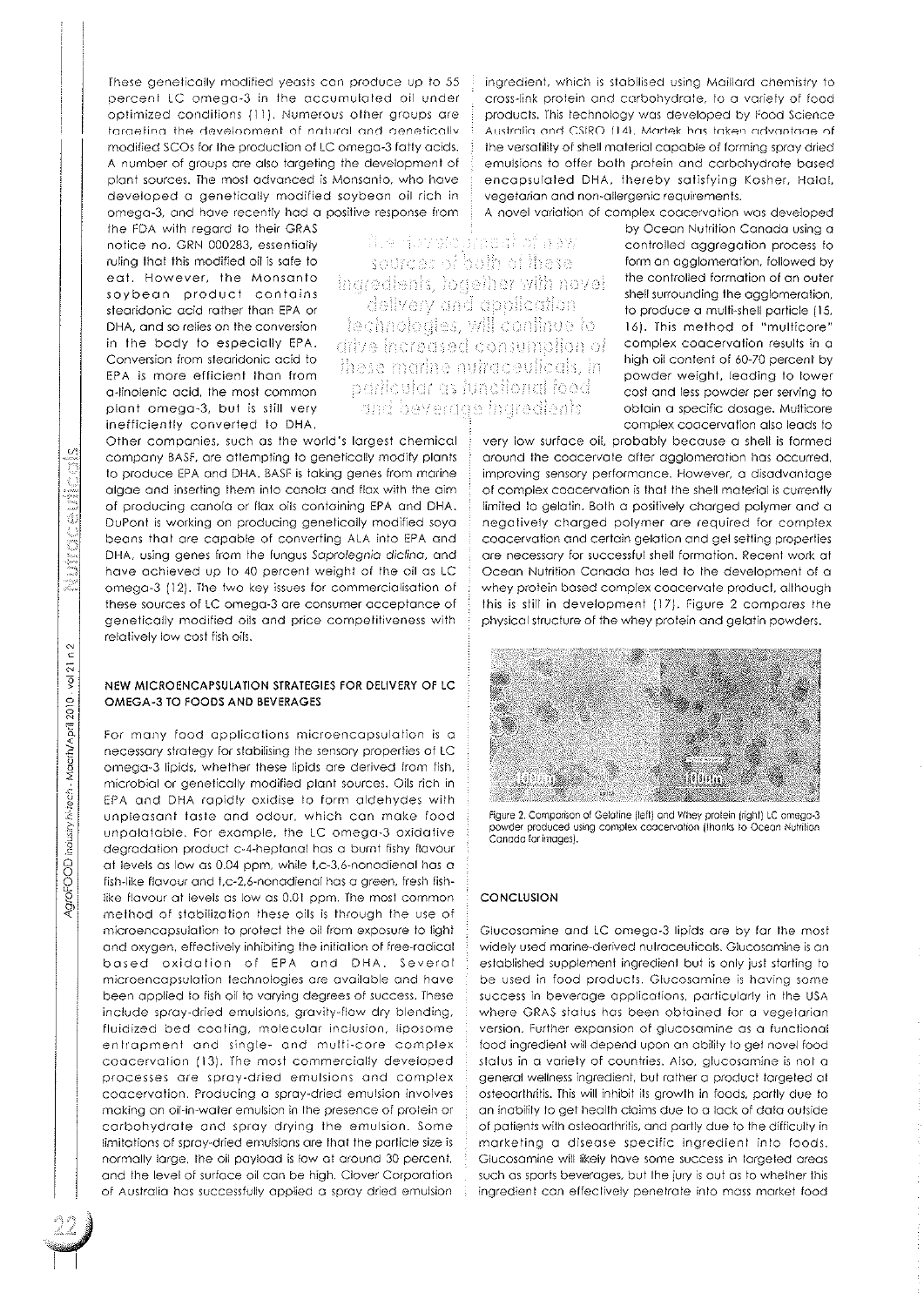These genetically modified yeasts can produce up to 55 percent LC omega-3 in the accumulated oil under optimized conditions (11). Numerous other groups are targeting the development of natural and genetically modified SCOs for the production of LC omega-3 fatty acids. A number of groups are also targeting the development of plant sources. The most advanced is Monsanto, who have developed a genetically modified soybean oil rich in omega-3, and have recently had a positive response from the FDA with regard to their GRAS notice no. GRN 000283, essentially ruling that this modified oil is safe to eat. However, the Monsanto soybean product contains stearidonic acid rather than EPA or DHA, and so relies on the conversion in the body to especially EPA. Conversion from stearidonic acid to EPA is more efficient than from α-linolenic acid, the most common plant omega-3, but is still very inefficiently converted to DHA.

> The development of new sources of both of these ingredients, together with novel delivery and application technologies, will continue to drive increased consumption of these marine nutraceuticals, in particular as functional food and beverage ingredients

Other companies, such as the world's largest chemical company BASF, are attempting to genetically modify plants to produce EPA and DHA. BASF is taking genes from marine algae and inserting them into canola and flax with the aim of producing canola or flax oils containing EPA and DHA. DuPont is working on producing genetically modified soya beans that are capable of converting ALA into EPA and DHA, using genes from the fungus *Saprolegnia diclina*, and have achieved up to 40 percent weight of the oil as LC omega-3 (12). The two key issues for commercialisation of these sources of LC omega-3 are consumer acceptance of genetically modified oils and price competitiveness with relatively low cost fish oils.

## NEW MICROENCAPSULATION STRATEGIES FOR DELIVERY OF LC OMEGA-3 TO FOODS AND BEVERAGES

For many food applications microencapsulation is a necessary strategy for stabilising the sensory properties of LC omega-3 lipids, whether these lipids are derived from fish, microbial or genetically modified plant sources. Oils rich in EPA and DHA rapidly oxidise to form aldehydes with unpleasant taste and odour, which can make food unpalatable. For example, the LC omega-3 oxidative degradation product c-4-heptanal has a burnt fishy flavour at levels as low as 0.04 ppm, while t,c-3,6-nonadienal has a fish-like flavour and t,c-2,6-nonadienal has a green, fresh fish-like flavour at levels as low as 0.01 ppm. The most common method of stabilization these oils is through the use of microencapsulation to protect the oil from exposure to light and oxygen, effectively inhibiting the initiation of free-radical based oxidation of EPA and DHA. Several microencapsulation technologies are available and have been applied to fish oil to varying degrees of success. These include spray-dried emulsions, gravity-flow dry blending, fluidized bed coating, molecular inclusion, liposome entrapment and single- and multi-core complex coacervation (13). The most commercially developed processes are spray-dried emulsions and complex coacervation. Producing a spray-dried emulsion involves making an oil-in-water emulsion in the presence of protein or carbohydrate and spray drying the emulsion. Some limitations of spray-dried emulsions are that the particle size is normally large, the oil payload is low at around 30 percent, and the level of surface oil can be high. Clover Corporation of Australia has successfully applied a spray dried emulsion ingredient, which is stabilised using Maillard chemistry to cross-link protein and carbohydrate, to a variety of food products. This technology was developed by Food Science Australia and CSIRO (14). Martek has taken advantage of the versatility of shell material capable of forming spray dried emulsions to offer both protein and carbohydrate based encapsulated DHA, thereby satisfying Kosher, Halal, vegetarian and non-allergenic requirements.

A novel variation of complex coacervation was developed by Ocean Nutrition Canada using a controlled aggregation process to form an agglomeration, followed by the controlled formation of an outer shell surrounding the agglomeration, to produce a multi-shell particle (15, 16). This method of "multicore" complex coacervation results in a high oil content of 60-70 percent by powder weight, leading to lower cost and less powder per serving to obtain a specific dosage. Multicore complex coacervation also leads to very low surface oil, probably because a shell is formed around the coacervate after agglomeration has occurred, improving sensory performance. However, a disadvantage of complex coacervation is that the shell material is currently limited to gelatin. Both a positively charged polymer and a negatively charged polymer are required for complex coacervation and certain gelation and gel setting properties are necessary for successful shell formation. Recent work at Ocean Nutrition Canada has led to the development of a whey protein based complex coacervate product, although this is still in development (17). Figure 2 compares the physical structure of the whey protein and gelatin powders.

Figure 2. Comparison of Gelatine (left) and Whey protein (right) LC omega-3 powder produced using complex coacervation (thanks to Ocean Nutrition Canada for images).

## CONCLUSION

Glucosamine and LC omega-3 lipids are by far the most widely used marine-derived nutraceuticals. Glucosamine is an established supplement ingredient but is only just starting to be used in food products. Glucosamine is having some success in beverage applications, particularly in the USA where GRAS status has been obtained for a vegetarian version. Further expansion of glucosamine as a functional food ingredient will depend upon an ability to get novel food status in a variety of countries. Also, glucosamine is not a general wellness ingredient, but rather a product targeted at osteoarthritis. This will inhibit its growth in foods, partly due to an inability to get health claims due to a lack of data outside of patients with osteoarthritis, and partly due to the difficulty in marketing a disease specific ingredient into foods. Glucosamine will likely have some success in targeted areas such as sports beverages, but the jury is out as to whether this ingredient can effectively penetrate into mass market food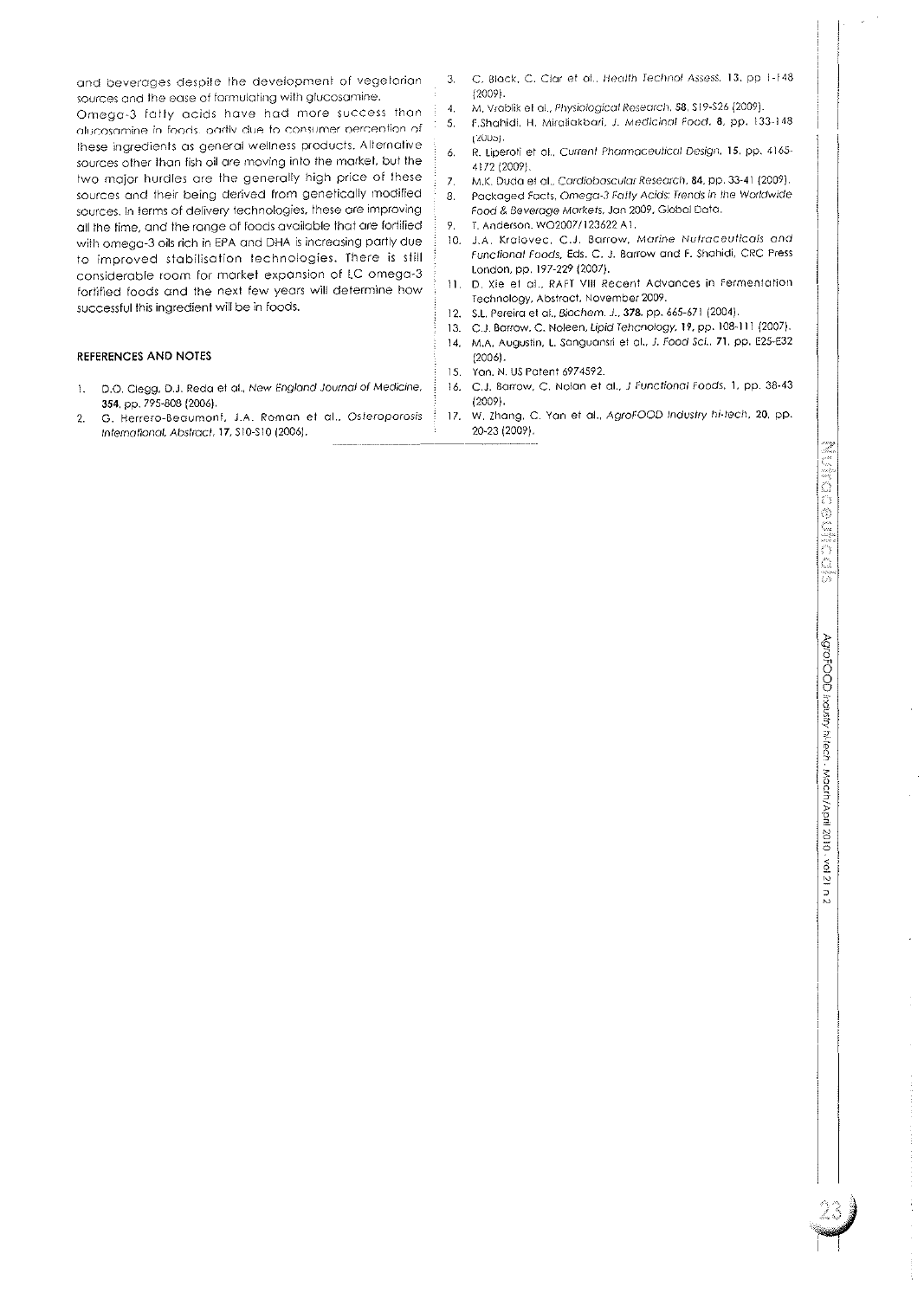and beverages despite the development of vegetarian sources and the ease of formulating with glucosamine.

Omega-3 fatty acids have had more success than glucosamine in foods, partly due to consumer perception of these ingredients as general wellness products. Alternative sources other than fish oil are moving into the market, but the two major hurdles are the generally high price of these sources and their being derived from genetically modified sources. In terms of delivery technologies, these are improving all the time, and the range of foods available that are fortified with omega-3 oils rich in EPA and DHA is increasing partly due to improved stabilisation technologies. There is still considerable room for market expansion of LC omega-3 fortified foods and the next few years will determine how successful this ingredient will be in foods.

## REFERENCES AND NOTES

1. D.O. Clegg, D.J. Reda et al., *New England Journal of Medicine*, **354**, pp. 795-808 (2006).
2. G. Herrero-Beaumont, J.A. Roman et al., *Osteroporosis International, Abstract*, **17**, S10-S10 (2006).
3. C. Black, C. Clar et al., *Health Technol Assess*, **13**, pp 1-148 (2009).
4. M. Vrablik et al., *Physiological Research*, **58**, S19-S26 (2009).
5. F.Shahidi, H. Miraliakbari, *J. Medicinal Food*, **8**, pp. 133-148 (2005).
6. R. Liperoti et al., *Current Pharmaceutical Design*, **15**, pp. 4165-4172 (2009).
7. M.K. Duda et al., *Cardiobascular Research*, **84**, pp. 33-41 (2009).
8. Packaged Facts, *Omega-3 Fatty Acids: Trends in the Worldwide Food & Beverage Markets*, Jan 2009, Global Data.
9. T. Anderson, WO2007/123622 A1.
10. J.A. Kralovec, C.J. Barrow, *Marine Nutraceuticals and Functional Foods*, Eds. C. J. Barrow and F. Shahidi, CRC Press London, pp. 197-229 (2007).
11. D. Xie et al., RAFT VIII Recent Advances in Fermentation Technology, Abstract, November 2009.
12. S.L. Pereira et al., *Biochem. J.*, **378**, pp. 665-671 (2004).
13. C.J. Barrow, C. Noleen, *Lipid Tehcnology*, **19**, pp. 108-111 (2007).
14. M.A. Augustin, L. Sanguansri et al., *J. Food Sci.*, **71**, pp. E25-E32 (2006).
15. Yan, N. US Patent 6974592.
16. C.J. Barrow, C. Nolan et al., *J Functional Foods*, **1**, pp. 38-43 (2009).
17. W. Zhang, C. Yan et al., *AgroFOOD Industry hi-tech*, **20**, pp. 20-23 (2009).